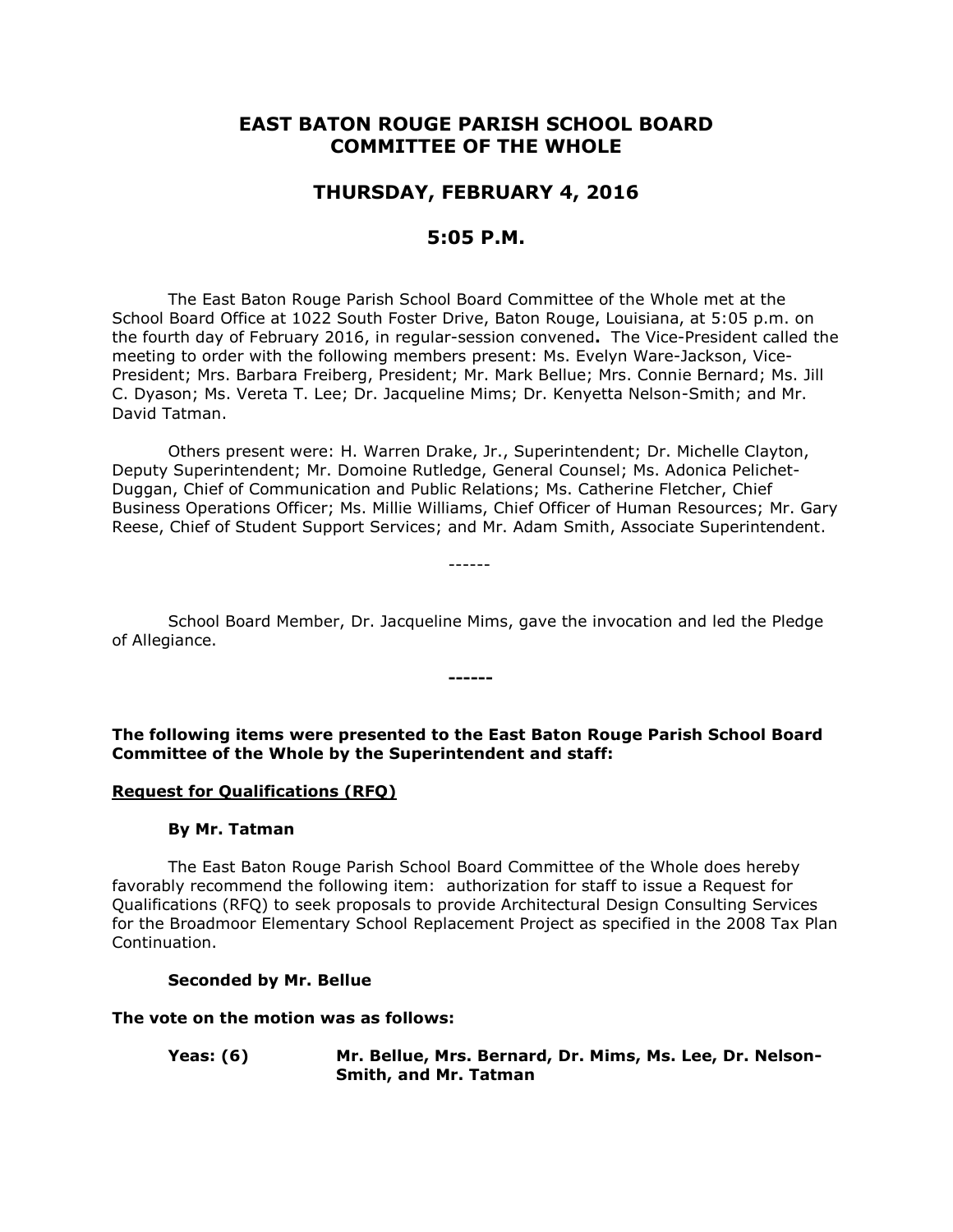# EAST BATON ROUGE PARISH SCHOOL BOARD
# COMMITTEE OF THE WHOLE

## THURSDAY, FEBRUARY 4, 2016

## 5:05 P.M.

The East Baton Rouge Parish School Board Committee of the Whole met at the School Board Office at 1022 South Foster Drive, Baton Rouge, Louisiana, at 5:05 p.m. on the fourth day of February 2016, in regular-session convened**.** The Vice-President called the meeting to order with the following members present: Ms. Evelyn Ware-Jackson, Vice-President; Mrs. Barbara Freiberg, President; Mr. Mark Bellue; Mrs. Connie Bernard; Ms. Jill C. Dyason; Ms. Vereta T. Lee; Dr. Jacqueline Mims; Dr. Kenyetta Nelson-Smith; and Mr. David Tatman.

Others present were: H. Warren Drake, Jr., Superintendent; Dr. Michelle Clayton, Deputy Superintendent; Mr. Domoine Rutledge, General Counsel; Ms. Adonica Pelichet-Duggan, Chief of Communication and Public Relations; Ms. Catherine Fletcher, Chief Business Operations Officer; Ms. Millie Williams, Chief Officer of Human Resources; Mr. Gary Reese, Chief of Student Support Services; and Mr. Adam Smith, Associate Superintendent.

------

School Board Member, Dr. Jacqueline Mims, gave the invocation and led the Pledge of Allegiance.

**------**

**The following items were presented to the East Baton Rouge Parish School Board Committee of the Whole by the Superintendent and staff:**

**Request for Qualifications (RFQ)**

**By Mr. Tatman**

The East Baton Rouge Parish School Board Committee of the Whole does hereby favorably recommend the following item: authorization for staff to issue a Request for Qualifications (RFQ) to seek proposals to provide Architectural Design Consulting Services for the Broadmoor Elementary School Replacement Project as specified in the 2008 Tax Plan Continuation.

**Seconded by Mr. Bellue**

**The vote on the motion was as follows:**

**Yeas: (6)** **Mr. Bellue, Mrs. Bernard, Dr. Mims, Ms. Lee, Dr. Nelson-Smith, and Mr. Tatman**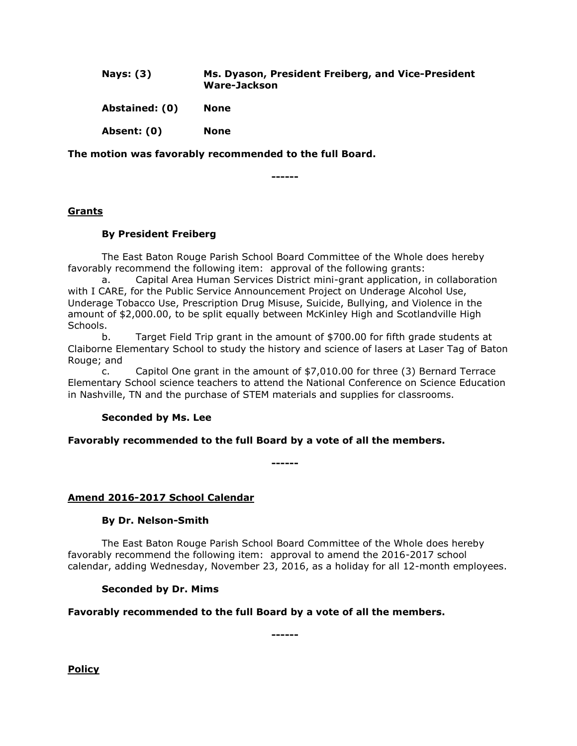**Nays: (3)** **Ms. Dyason, President Freiberg, and Vice-President Ware-Jackson**

**Abstained: (0)** **None**

**Absent: (0)** **None**

**The motion was favorably recommended to the full Board.**

**------**

## Grants

**By President Freiberg**

The East Baton Rouge Parish School Board Committee of the Whole does hereby favorably recommend the following item: approval of the following grants:

a. Capital Area Human Services District mini-grant application, in collaboration with I CARE, for the Public Service Announcement Project on Underage Alcohol Use, Underage Tobacco Use, Prescription Drug Misuse, Suicide, Bullying, and Violence in the amount of $2,000.00, to be split equally between McKinley High and Scotlandville High Schools.

b. Target Field Trip grant in the amount of $700.00 for fifth grade students at Claiborne Elementary School to study the history and science of lasers at Laser Tag of Baton Rouge; and

c. Capitol One grant in the amount of $7,010.00 for three (3) Bernard Terrace Elementary School science teachers to attend the National Conference on Science Education in Nashville, TN and the purchase of STEM materials and supplies for classrooms.

**Seconded by Ms. Lee**

**Favorably recommended to the full Board by a vote of all the members.**

**------**

## Amend 2016-2017 School Calendar

**By Dr. Nelson-Smith**

The East Baton Rouge Parish School Board Committee of the Whole does hereby favorably recommend the following item: approval to amend the 2016-2017 school calendar, adding Wednesday, November 23, 2016, as a holiday for all 12-month employees.

**Seconded by Dr. Mims**

**Favorably recommended to the full Board by a vote of all the members.**

**------**

## Policy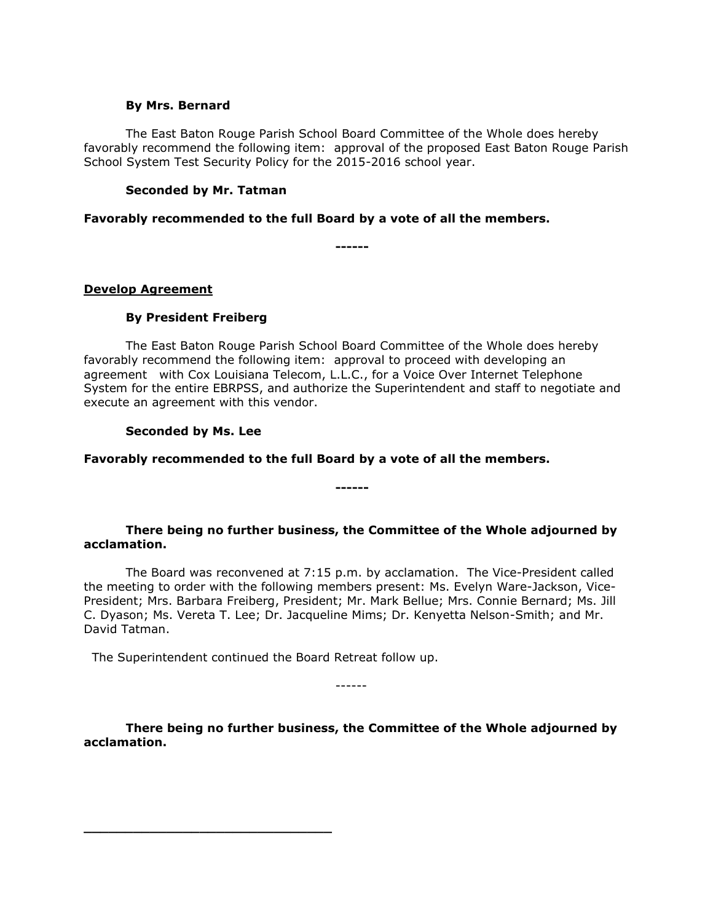**By Mrs. Bernard**

The East Baton Rouge Parish School Board Committee of the Whole does hereby favorably recommend the following item: approval of the proposed East Baton Rouge Parish School System Test Security Policy for the 2015-2016 school year.

**Seconded by Mr. Tatman**

**Favorably recommended to the full Board by a vote of all the members.**

**------**

**Develop Agreement**

**By President Freiberg**

The East Baton Rouge Parish School Board Committee of the Whole does hereby favorably recommend the following item: approval to proceed with developing an agreement with Cox Louisiana Telecom, L.L.C., for a Voice Over Internet Telephone System for the entire EBRPSS, and authorize the Superintendent and staff to negotiate and execute an agreement with this vendor.

**Seconded by Ms. Lee**

**Favorably recommended to the full Board by a vote of all the members.**

**------**

**There being no further business, the Committee of the Whole adjourned by acclamation.**

The Board was reconvened at 7:15 p.m. by acclamation. The Vice-President called the meeting to order with the following members present: Ms. Evelyn Ware-Jackson, Vice-President; Mrs. Barbara Freiberg, President; Mr. Mark Bellue; Mrs. Connie Bernard; Ms. Jill C. Dyason; Ms. Vereta T. Lee; Dr. Jacqueline Mims; Dr. Kenyetta Nelson-Smith; and Mr. David Tatman.

The Superintendent continued the Board Retreat follow up.

------

**There being no further business, the Committee of the Whole adjourned by acclamation.**

\_\_\_\_\_\_\_\_\_\_\_\_\_\_\_\_\_\_\_\_\_\_\_\_\_\_\_\_\_\_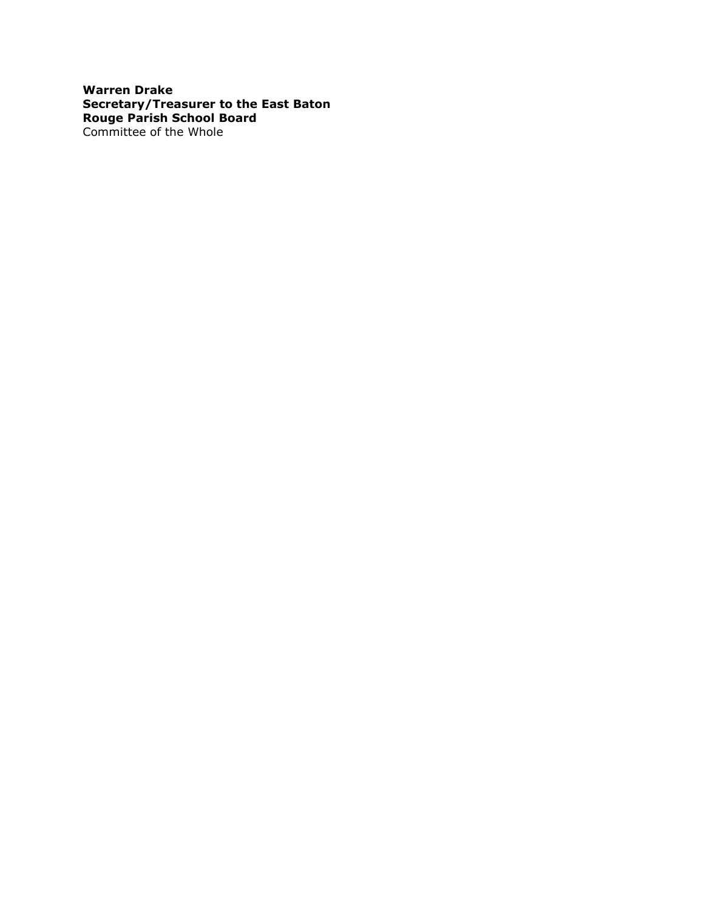**Warren Drake**
**Secretary/Treasurer to the East Baton Rouge Parish School Board**
Committee of the Whole